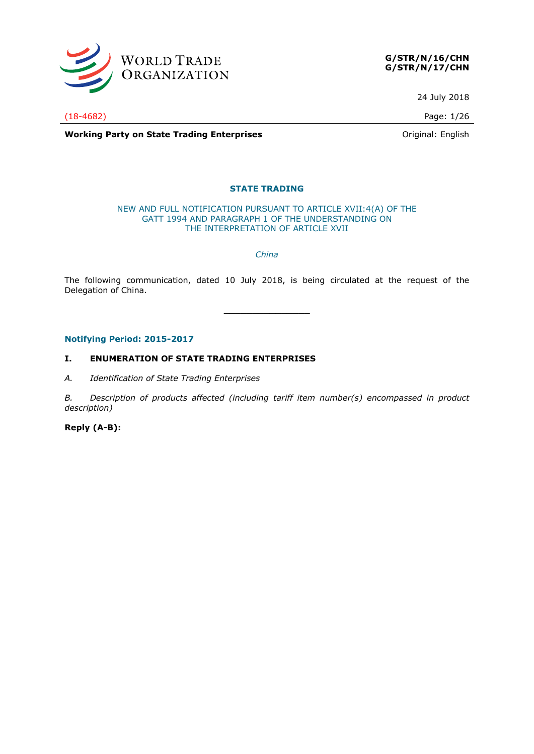WORLD TRADE ORGANIZATION

**G/STR/N/16/CHN**
**G/STR/N/17/CHN**

24 July 2018

(18-4682)

**Working Party on State Trading Enterprises**

Original: English

## STATE TRADING

NEW AND FULL NOTIFICATION PURSUANT TO ARTICLE XVII:4(A) OF THE GATT 1994 AND PARAGRAPH 1 OF THE UNDERSTANDING ON THE INTERPRETATION OF ARTICLE XVII

*China*

The following communication, dated 10 July 2018, is being circulated at the request of the Delegation of China.

---

### Notifying Period: 2015-2017

### I. ENUMERATION OF STATE TRADING ENTERPRISES

*A. Identification of State Trading Enterprises*

*B. Description of products affected (including tariff item number(s) encompassed in product description)*

**Reply (A-B):**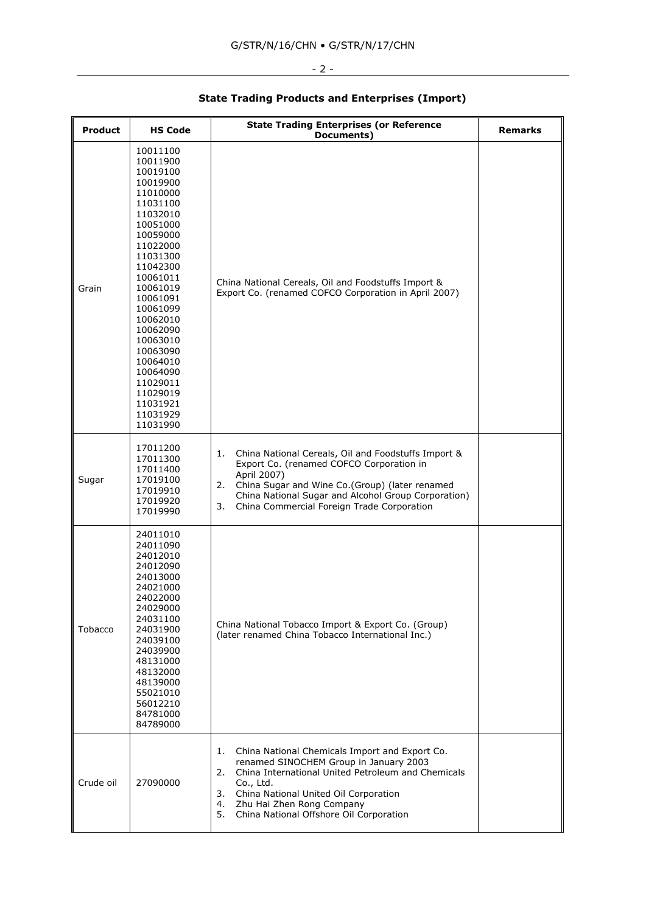### State Trading Products and Enterprises (Import)

| Product | HS Code | State Trading Enterprises (or Reference Documents) | Remarks |
|---|---|---|---|
| Grain | 10011100<br>10011900<br>10019100<br>10019900<br>11010000<br>11031100<br>11032010<br>10051000<br>10059000<br>11022000<br>11031300<br>11042300<br>10061011<br>10061019<br>10061091<br>10061099<br>10062010<br>10062090<br>10063010<br>10063090<br>10064010<br>10064090<br>11029011<br>11029019<br>11031921<br>11031929<br>11031990 | China National Cereals, Oil and Foodstuffs Import & Export Co. (renamed COFCO Corporation in April 2007) | |
| Sugar | 17011200<br>17011300<br>17011400<br>17019100<br>17019910<br>17019920<br>17019990 | 1. China National Cereals, Oil and Foodstuffs Import & Export Co. (renamed COFCO Corporation in April 2007)<br>2. China Sugar and Wine Co.(Group) (later renamed China National Sugar and Alcohol Group Corporation)<br>3. China Commercial Foreign Trade Corporation | |
| Tobacco | 24011010<br>24011090<br>24012010<br>24012090<br>24013000<br>24021000<br>24022000<br>24029000<br>24031100<br>24031900<br>24039100<br>24039900<br>48131000<br>48132000<br>48139000<br>55021010<br>56012210<br>84781000<br>84789000 | China National Tobacco Import & Export Co. (Group) (later renamed China Tobacco International Inc.) | |
| Crude oil | 27090000 | 1. China National Chemicals Import and Export Co. renamed SINOCHEM Group in January 2003<br>2. China International United Petroleum and Chemicals Co., Ltd.<br>3. China National United Oil Corporation<br>4. Zhu Hai Zhen Rong Company<br>5. China National Offshore Oil Corporation | |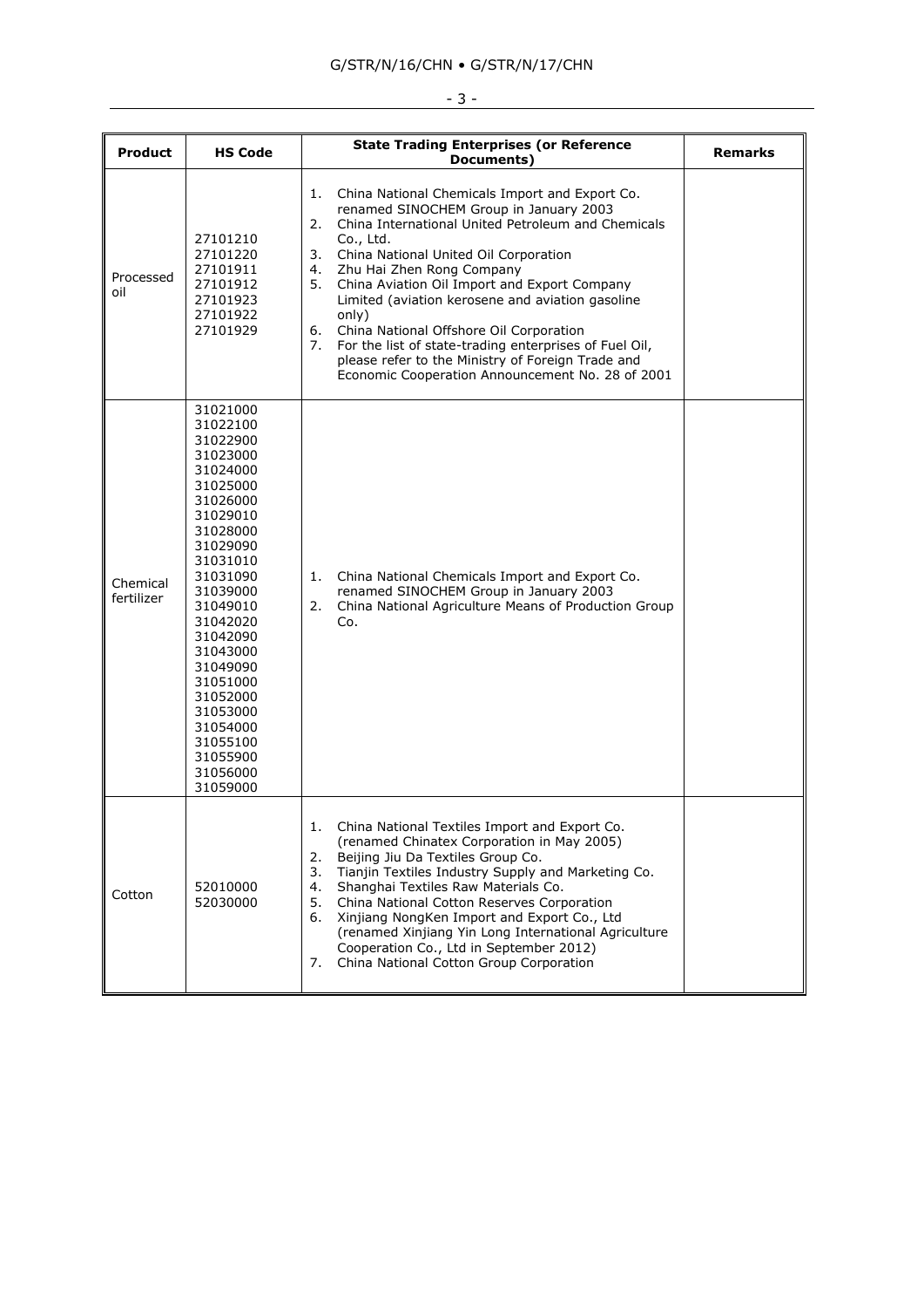| Product | HS Code | State Trading Enterprises (or Reference Documents) | Remarks |
|---|---|---|---|
| Processed oil | 27101210<br>27101220<br>27101911<br>27101912<br>27101923<br>27101922<br>27101929 | 1. China National Chemicals Import and Export Co. renamed SINOCHEM Group in January 2003<br>2. China International United Petroleum and Chemicals Co., Ltd.<br>3. China National United Oil Corporation<br>4. Zhu Hai Zhen Rong Company<br>5. China Aviation Oil Import and Export Company Limited (aviation kerosene and aviation gasoline only)<br>6. China National Offshore Oil Corporation<br>7. For the list of state-trading enterprises of Fuel Oil, please refer to the Ministry of Foreign Trade and Economic Cooperation Announcement No. 28 of 2001 | |
| Chemical fertilizer | 31021000<br>31022100<br>31022900<br>31023000<br>31024000<br>31025000<br>31026000<br>31029010<br>31028000<br>31029090<br>31031010<br>31031090<br>31039000<br>31049010<br>31042020<br>31042090<br>31043000<br>31049090<br>31051000<br>31052000<br>31053000<br>31054000<br>31055100<br>31055900<br>31056000<br>31059000 | 1. China National Chemicals Import and Export Co. renamed SINOCHEM Group in January 2003<br>2. China National Agriculture Means of Production Group Co. | |
| Cotton | 52010000<br>52030000 | 1. China National Textiles Import and Export Co. (renamed Chinatex Corporation in May 2005)<br>2. Beijing Jiu Da Textiles Group Co.<br>3. Tianjin Textiles Industry Supply and Marketing Co.<br>4. Shanghai Textiles Raw Materials Co.<br>5. China National Cotton Reserves Corporation<br>6. Xinjiang NongKen Import and Export Co., Ltd (renamed Xinjiang Yin Long International Agriculture Cooperation Co., Ltd in September 2012)<br>7. China National Cotton Group Corporation | |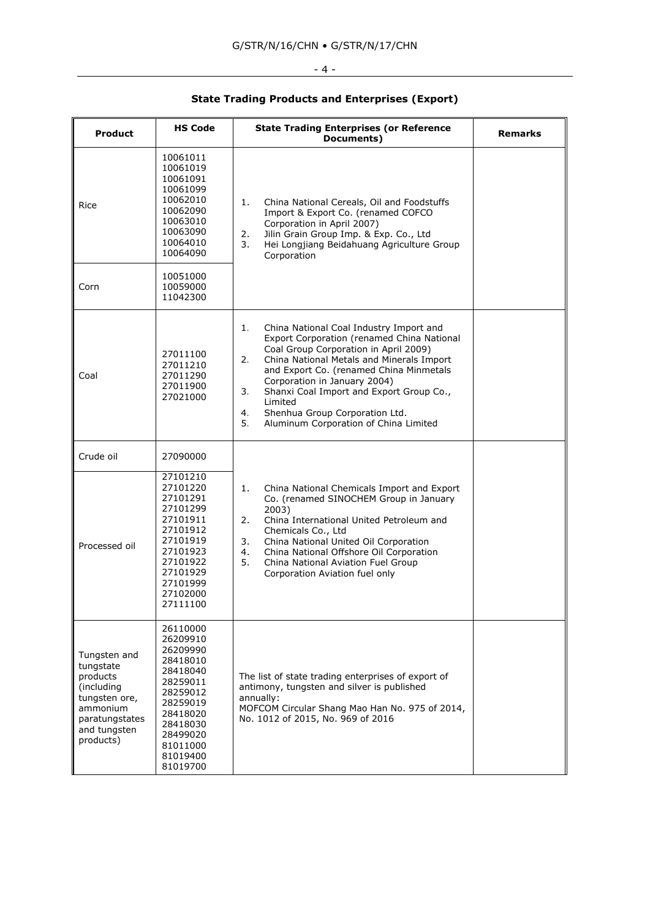**State Trading Products and Enterprises (Export)**

| Product | HS Code | State Trading Enterprises (or Reference Documents) | Remarks |
|---|---|---|---|
| Rice | 10061011<br>10061019<br>10061091<br>10061099<br>10062010<br>10062090<br>10063010<br>10063090<br>10064010<br>10064090 | 1. China National Cereals, Oil and Foodstuffs Import & Export Co. (renamed COFCO Corporation in April 2007)<br>2. Jilin Grain Group Imp. & Exp. Co., Ltd<br>3. Hei Longjiang Beidahuang Agriculture Group Corporation | |
| Corn | 10051000<br>10059000<br>11042300 | | |
| Coal | 27011100<br>27011210<br>27011290<br>27011900<br>27021000 | 1. China National Coal Industry Import and Export Corporation (renamed China National Coal Group Corporation in April 2009)<br>2. China National Metals and Minerals Import and Export Co. (renamed China Minmetals Corporation in January 2004)<br>3. Shanxi Coal Import and Export Group Co., Limited<br>4. Shenhua Group Corporation Ltd.<br>5. Aluminum Corporation of China Limited | |
| Crude oil | 27090000 | 1. China National Chemicals Import and Export Co. (renamed SINOCHEM Group in January 2003)<br>2. China International United Petroleum and Chemicals Co., Ltd<br>3. China National United Oil Corporation<br>4. China National Offshore Oil Corporation<br>5. China National Aviation Fuel Group Corporation Aviation fuel only | |
| Processed oil | 27101210<br>27101220<br>27101291<br>27101299<br>27101911<br>27101912<br>27101919<br>27101923<br>27101922<br>27101929<br>27101999<br>27102000<br>27111100 | | |
| Tungsten and tungstate products (including tungsten ore, ammonium paratungstates and tungsten products) | 26110000<br>26209910<br>26209990<br>28418010<br>28418040<br>28259011<br>28259012<br>28259019<br>28418020<br>28418030<br>28499020<br>81011000<br>81019400<br>81019700 | The list of state trading enterprises of export of antimony, tungsten and silver is published annually:<br>MOFCOM Circular Shang Mao Han No. 975 of 2014, No. 1012 of 2015, No. 969 of 2016 | |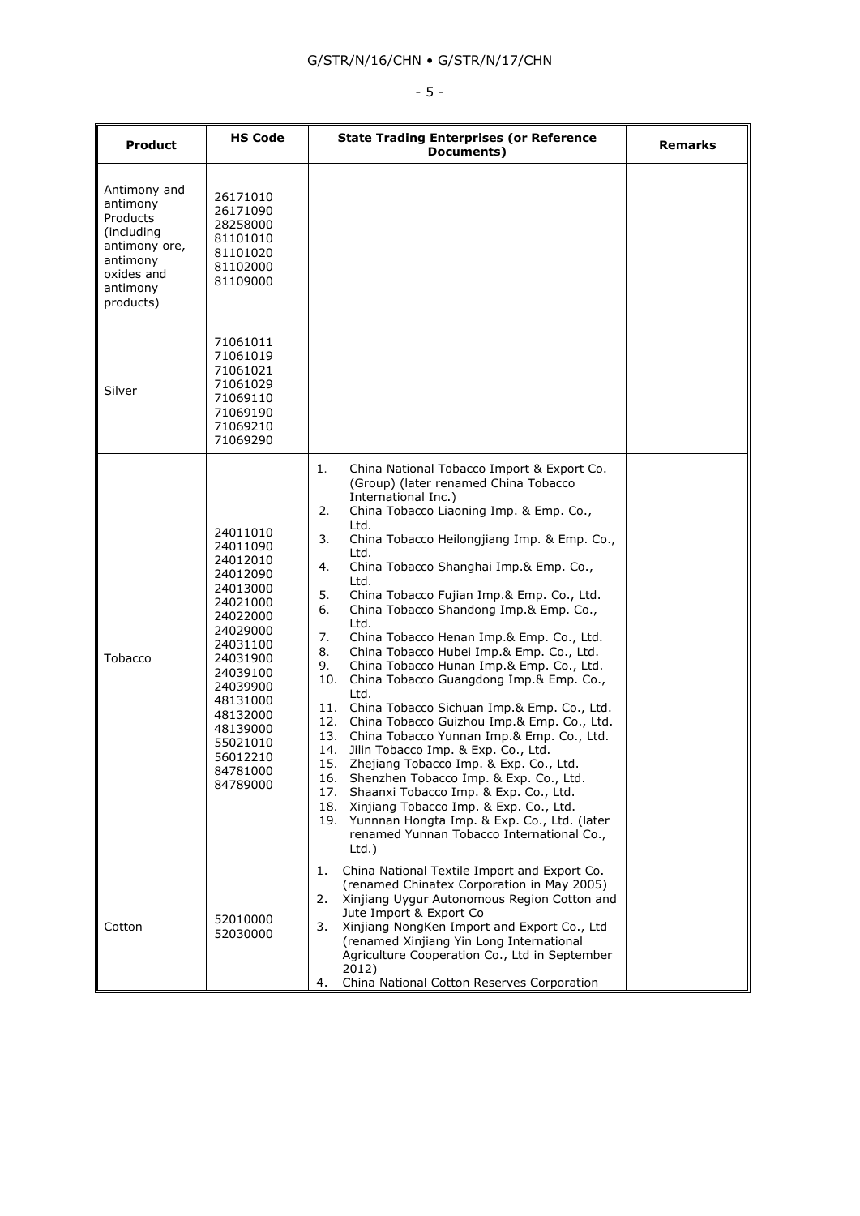| Product | HS Code | State Trading Enterprises (or Reference Documents) | Remarks |
|---|---|---|---|
| Antimony and antimony Products (including antimony ore, antimony oxides and antimony products) | 26171010<br>26171090<br>28258000<br>81101010<br>81101020<br>81102000<br>81109000 | | |
| Silver | 71061011<br>71061019<br>71061021<br>71061029<br>71069110<br>71069190<br>71069210<br>71069290 | | |
| Tobacco | 24011010<br>24011090<br>24012010<br>24012090<br>24013000<br>24021000<br>24022000<br>24029000<br>24031100<br>24031900<br>24039100<br>24039900<br>48131000<br>48132000<br>48139000<br>55021010<br>56012210<br>84781000<br>84789000 | 1. China National Tobacco Import & Export Co. (Group) (later renamed China Tobacco International Inc.)<br>2. China Tobacco Liaoning Imp. & Emp. Co., Ltd.<br>3. China Tobacco Heilongjiang Imp. & Emp. Co., Ltd.<br>4. China Tobacco Shanghai Imp.& Emp. Co., Ltd.<br>5. China Tobacco Fujian Imp.& Emp. Co., Ltd.<br>6. China Tobacco Shandong Imp.& Emp. Co., Ltd.<br>7. China Tobacco Henan Imp.& Emp. Co., Ltd.<br>8. China Tobacco Hubei Imp.& Emp. Co., Ltd.<br>9. China Tobacco Hunan Imp.& Emp. Co., Ltd.<br>10. China Tobacco Guangdong Imp.& Emp. Co., Ltd.<br>11. China Tobacco Sichuan Imp.& Emp. Co., Ltd.<br>12. China Tobacco Guizhou Imp.& Emp. Co., Ltd.<br>13. China Tobacco Yunnan Imp.& Emp. Co., Ltd.<br>14. Jilin Tobacco Imp. & Exp. Co., Ltd.<br>15. Zhejiang Tobacco Imp. & Exp. Co., Ltd.<br>16. Shenzhen Tobacco Imp. & Exp. Co., Ltd.<br>17. Shaanxi Tobacco Imp. & Exp. Co., Ltd.<br>18. Xinjiang Tobacco Imp. & Exp. Co., Ltd.<br>19. Yunnnan Hongta Imp. & Exp. Co., Ltd. (later renamed Yunnan Tobacco International Co., Ltd.) | |
| Cotton | 52010000<br>52030000 | 1. China National Textile Import and Export Co. (renamed Chinatex Corporation in May 2005)<br>2. Xinjiang Uygur Autonomous Region Cotton and Jute Import & Export Co<br>3. Xinjiang NongKen Import and Export Co., Ltd (renamed Xinjiang Yin Long International Agriculture Cooperation Co., Ltd in September 2012)<br>4. China National Cotton Reserves Corporation | |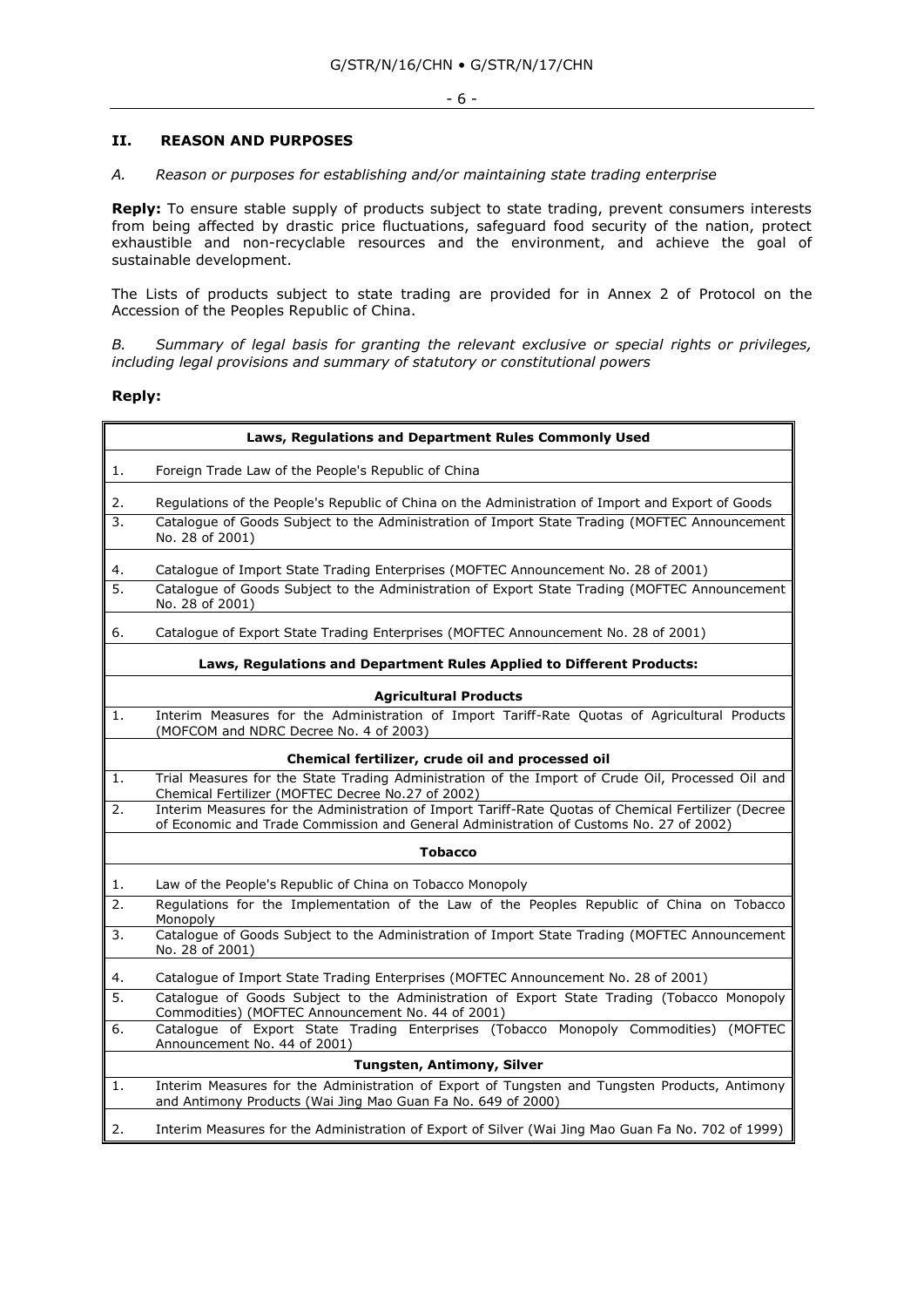## II. REASON AND PURPOSES

*A. Reason or purposes for establishing and/or maintaining state trading enterprise*

**Reply:** To ensure stable supply of products subject to state trading, prevent consumers interests from being affected by drastic price fluctuations, safeguard food security of the nation, protect exhaustible and non-recyclable resources and the environment, and achieve the goal of sustainable development.

The Lists of products subject to state trading are provided for in Annex 2 of Protocol on the Accession of the Peoples Republic of China.

*B. Summary of legal basis for granting the relevant exclusive or special rights or privileges, including legal provisions and summary of statutory or constitutional powers*

**Reply:**

| | **Laws, Regulations and Department Rules Commonly Used** |
|---|---|
| 1. | Foreign Trade Law of the People's Republic of China |
| 2. | Regulations of the People's Republic of China on the Administration of Import and Export of Goods |
| 3. | Catalogue of Goods Subject to the Administration of Import State Trading (MOFTEC Announcement No. 28 of 2001) |
| 4. | Catalogue of Import State Trading Enterprises (MOFTEC Announcement No. 28 of 2001) |
| 5. | Catalogue of Goods Subject to the Administration of Export State Trading (MOFTEC Announcement No. 28 of 2001) |
| 6. | Catalogue of Export State Trading Enterprises (MOFTEC Announcement No. 28 of 2001) |
| | **Laws, Regulations and Department Rules Applied to Different Products:** |
| | **Agricultural Products** |
| 1. | Interim Measures for the Administration of Import Tariff-Rate Quotas of Agricultural Products (MOFCOM and NDRC Decree No. 4 of 2003) |
| | **Chemical fertilizer, crude oil and processed oil** |
| 1. | Trial Measures for the State Trading Administration of the Import of Crude Oil, Processed Oil and Chemical Fertilizer (MOFTEC Decree No.27 of 2002) |
| 2. | Interim Measures for the Administration of Import Tariff-Rate Quotas of Chemical Fertilizer (Decree of Economic and Trade Commission and General Administration of Customs No. 27 of 2002) |
| | **Tobacco** |
| 1. | Law of the People's Republic of China on Tobacco Monopoly |
| 2. | Regulations for the Implementation of the Law of the Peoples Republic of China on Tobacco Monopoly |
| 3. | Catalogue of Goods Subject to the Administration of Import State Trading (MOFTEC Announcement No. 28 of 2001) |
| 4. | Catalogue of Import State Trading Enterprises (MOFTEC Announcement No. 28 of 2001) |
| 5. | Catalogue of Goods Subject to the Administration of Export State Trading (Tobacco Monopoly Commodities) (MOFTEC Announcement No. 44 of 2001) |
| 6. | Catalogue of Export State Trading Enterprises (Tobacco Monopoly Commodities) (MOFTEC Announcement No. 44 of 2001) |
| | **Tungsten, Antimony, Silver** |
| 1. | Interim Measures for the Administration of Export of Tungsten and Tungsten Products, Antimony and Antimony Products (Wai Jing Mao Guan Fa No. 649 of 2000) |
| 2. | Interim Measures for the Administration of Export of Silver (Wai Jing Mao Guan Fa No. 702 of 1999) |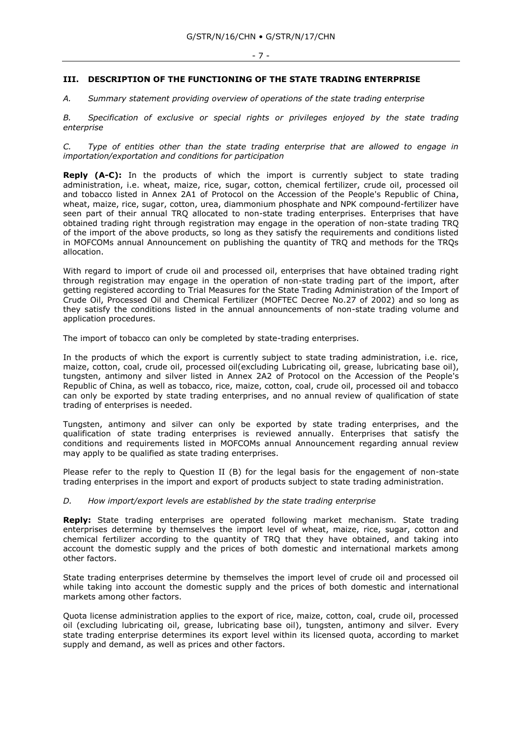## III. DESCRIPTION OF THE FUNCTIONING OF THE STATE TRADING ENTERPRISE

*A. Summary statement providing overview of operations of the state trading enterprise*

*B. Specification of exclusive or special rights or privileges enjoyed by the state trading enterprise*

*C. Type of entities other than the state trading enterprise that are allowed to engage in importation/exportation and conditions for participation*

**Reply (A-C):** In the products of which the import is currently subject to state trading administration, i.e. wheat, maize, rice, sugar, cotton, chemical fertilizer, crude oil, processed oil and tobacco listed in Annex 2A1 of Protocol on the Accession of the People's Republic of China, wheat, maize, rice, sugar, cotton, urea, diammonium phosphate and NPK compound-fertilizer have seen part of their annual TRQ allocated to non-state trading enterprises. Enterprises that have obtained trading right through registration may engage in the operation of non-state trading TRQ of the import of the above products, so long as they satisfy the requirements and conditions listed in MOFCOMs annual Announcement on publishing the quantity of TRQ and methods for the TRQs allocation.

With regard to import of crude oil and processed oil, enterprises that have obtained trading right through registration may engage in the operation of non-state trading part of the import, after getting registered according to Trial Measures for the State Trading Administration of the Import of Crude Oil, Processed Oil and Chemical Fertilizer (MOFTEC Decree No.27 of 2002) and so long as they satisfy the conditions listed in the annual announcements of non-state trading volume and application procedures.

The import of tobacco can only be completed by state-trading enterprises.

In the products of which the export is currently subject to state trading administration, i.e. rice, maize, cotton, coal, crude oil, processed oil(excluding Lubricating oil, grease, lubricating base oil), tungsten, antimony and silver listed in Annex 2A2 of Protocol on the Accession of the People's Republic of China, as well as tobacco, rice, maize, cotton, coal, crude oil, processed oil and tobacco can only be exported by state trading enterprises, and no annual review of qualification of state trading of enterprises is needed.

Tungsten, antimony and silver can only be exported by state trading enterprises, and the qualification of state trading enterprises is reviewed annually. Enterprises that satisfy the conditions and requirements listed in MOFCOMs annual Announcement regarding annual review may apply to be qualified as state trading enterprises.

Please refer to the reply to Question II (B) for the legal basis for the engagement of non-state trading enterprises in the import and export of products subject to state trading administration.

*D. How import/export levels are established by the state trading enterprise*

**Reply:** State trading enterprises are operated following market mechanism. State trading enterprises determine by themselves the import level of wheat, maize, rice, sugar, cotton and chemical fertilizer according to the quantity of TRQ that they have obtained, and taking into account the domestic supply and the prices of both domestic and international markets among other factors.

State trading enterprises determine by themselves the import level of crude oil and processed oil while taking into account the domestic supply and the prices of both domestic and international markets among other factors.

Quota license administration applies to the export of rice, maize, cotton, coal, crude oil, processed oil (excluding lubricating oil, grease, lubricating base oil), tungsten, antimony and silver. Every state trading enterprise determines its export level within its licensed quota, according to market supply and demand, as well as prices and other factors.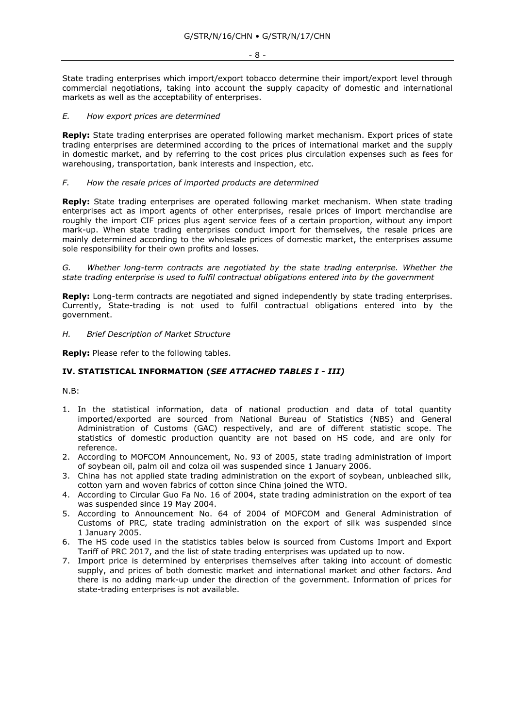State trading enterprises which import/export tobacco determine their import/export level through commercial negotiations, taking into account the supply capacity of domestic and international markets as well as the acceptability of enterprises.

*E. How export prices are determined*

**Reply:** State trading enterprises are operated following market mechanism. Export prices of state trading enterprises are determined according to the prices of international market and the supply in domestic market, and by referring to the cost prices plus circulation expenses such as fees for warehousing, transportation, bank interests and inspection, etc.

*F. How the resale prices of imported products are determined*

**Reply:** State trading enterprises are operated following market mechanism. When state trading enterprises act as import agents of other enterprises, resale prices of import merchandise are roughly the import CIF prices plus agent service fees of a certain proportion, without any import mark-up. When state trading enterprises conduct import for themselves, the resale prices are mainly determined according to the wholesale prices of domestic market, the enterprises assume sole responsibility for their own profits and losses.

*G. Whether long-term contracts are negotiated by the state trading enterprise. Whether the state trading enterprise is used to fulfil contractual obligations entered into by the government*

**Reply:** Long-term contracts are negotiated and signed independently by state trading enterprises. Currently, State-trading is not used to fulfil contractual obligations entered into by the government.

*H. Brief Description of Market Structure*

**Reply:** Please refer to the following tables.

## IV. STATISTICAL INFORMATION (*SEE ATTACHED TABLES I - III)*

N.B:

1. In the statistical information, data of national production and data of total quantity imported/exported are sourced from National Bureau of Statistics (NBS) and General Administration of Customs (GAC) respectively, and are of different statistic scope. The statistics of domestic production quantity are not based on HS code, and are only for reference.
2. According to MOFCOM Announcement, No. 93 of 2005, state trading administration of import of soybean oil, palm oil and colza oil was suspended since 1 January 2006.
3. China has not applied state trading administration on the export of soybean, unbleached silk, cotton yarn and woven fabrics of cotton since China joined the WTO.
4. According to Circular Guo Fa No. 16 of 2004, state trading administration on the export of tea was suspended since 19 May 2004.
5. According to Announcement No. 64 of 2004 of MOFCOM and General Administration of Customs of PRC, state trading administration on the export of silk was suspended since 1 January 2005.
6. The HS code used in the statistics tables below is sourced from Customs Import and Export Tariff of PRC 2017, and the list of state trading enterprises was updated up to now.
7. Import price is determined by enterprises themselves after taking into account of domestic supply, and prices of both domestic market and international market and other factors. And there is no adding mark-up under the direction of the government. Information of prices for state-trading enterprises is not available.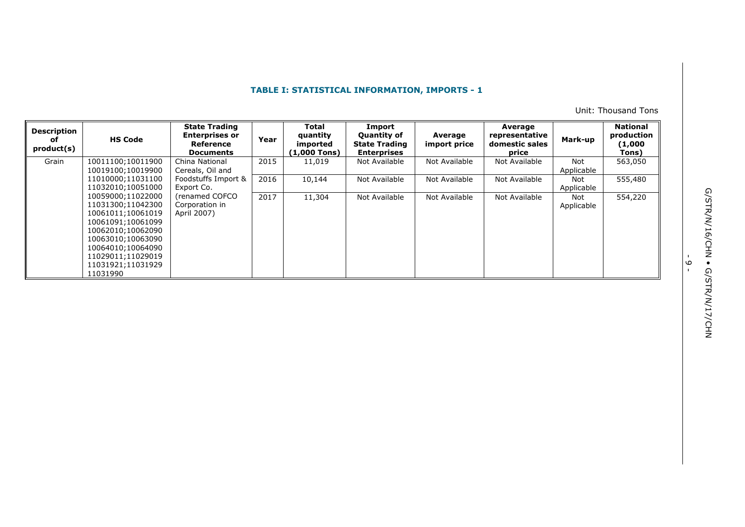**TABLE I: STATISTICAL INFORMATION, IMPORTS - 1**

Unit: Thousand Tons

| Description of product(s) | HS Code | State Trading Enterprises or Reference Documents | Year | Total quantity imported (1,000 Tons) | Import Quantity of State Trading Enterprises | Average import price | Average representative domestic sales price | Mark-up | National production (1,000 Tons) |
|---|---|---|---|---|---|---|---|---|---|
| Grain | 10011100;10011900 10019100;10019900 11010000;11031100 11032010;10051000 10059000;11022000 11031300;11042300 10061011;10061019 10061091;10061099 10062010;10062090 10063010;10063090 10064010;10064090 11029011;11029019 11031921;11031929 11031990 | China National Cereals, Oil and Foodstuffs Import & Export Co. (renamed COFCO Corporation in April 2007) | 2015 | 11,019 | Not Available | Not Available | Not Available | Not Applicable | 563,050 |
| | | | 2016 | 10,144 | Not Available | Not Available | Not Available | Not Applicable | 555,480 |
| | | | 2017 | 11,304 | Not Available | Not Available | Not Available | Not Applicable | 554,220 |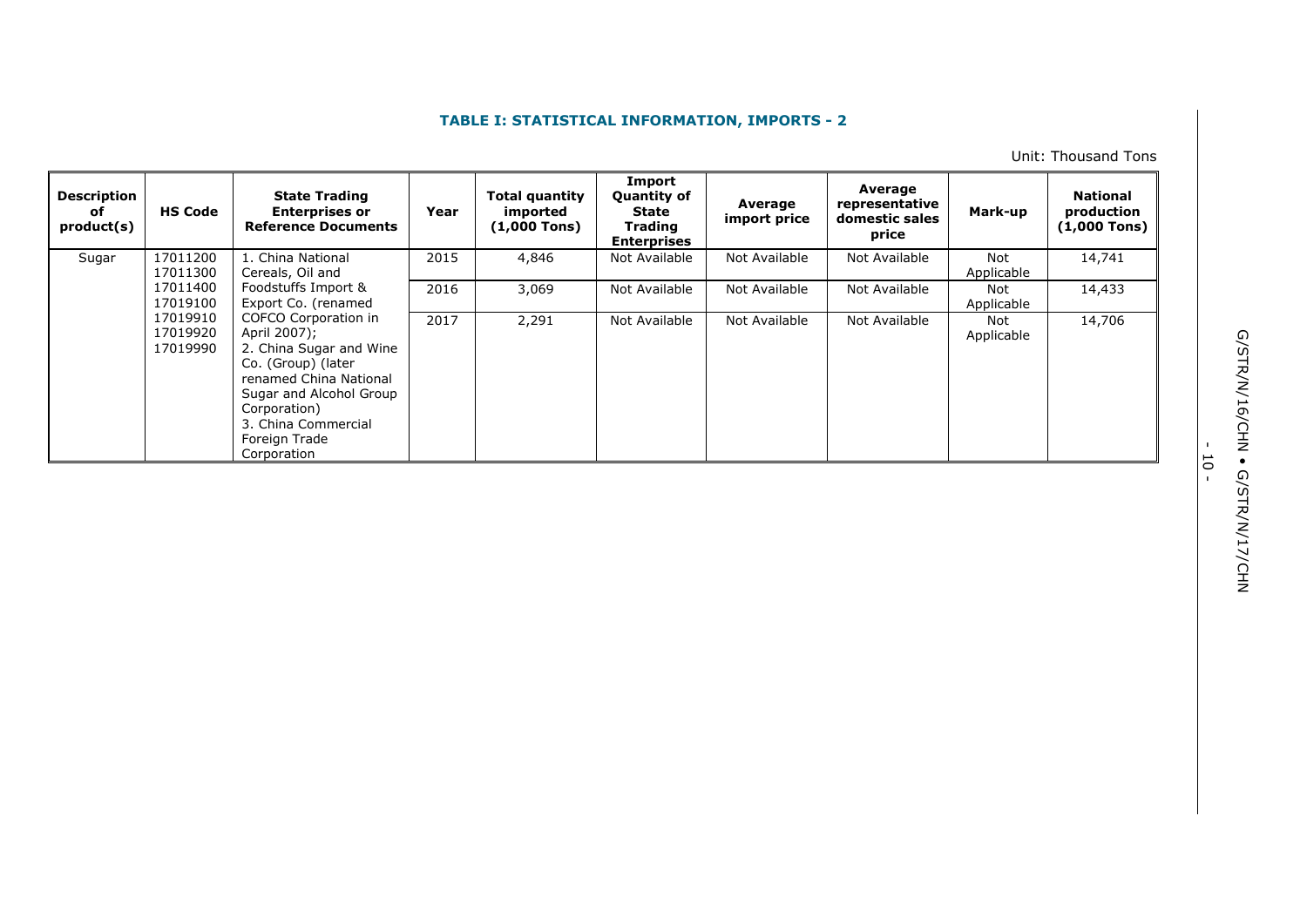**TABLE I: STATISTICAL INFORMATION, IMPORTS - 2**

Unit: Thousand Tons

| Description of product(s) | HS Code | State Trading Enterprises or Reference Documents | Year | Total quantity imported (1,000 Tons) | Import Quantity of State Trading Enterprises | Average import price | Average representative domestic sales price | Mark-up | National production (1,000 Tons) |
|---|---|---|---|---|---|---|---|---|---|
| Sugar | 17011200 17011300 17011400 17019100 17019910 17019920 17019990 | 1. China National Cereals, Oil and Foodstuffs Import & Export Co. (renamed COFCO Corporation in April 2007); 2. China Sugar and Wine Co. (Group) (later renamed China National Sugar and Alcohol Group Corporation) 3. China Commercial Foreign Trade Corporation | 2015 | 4,846 | Not Available | Not Available | Not Available | Not Applicable | 14,741 |
| | | | 2016 | 3,069 | Not Available | Not Available | Not Available | Not Applicable | 14,433 |
| | | | 2017 | 2,291 | Not Available | Not Available | Not Available | Not Applicable | 14,706 |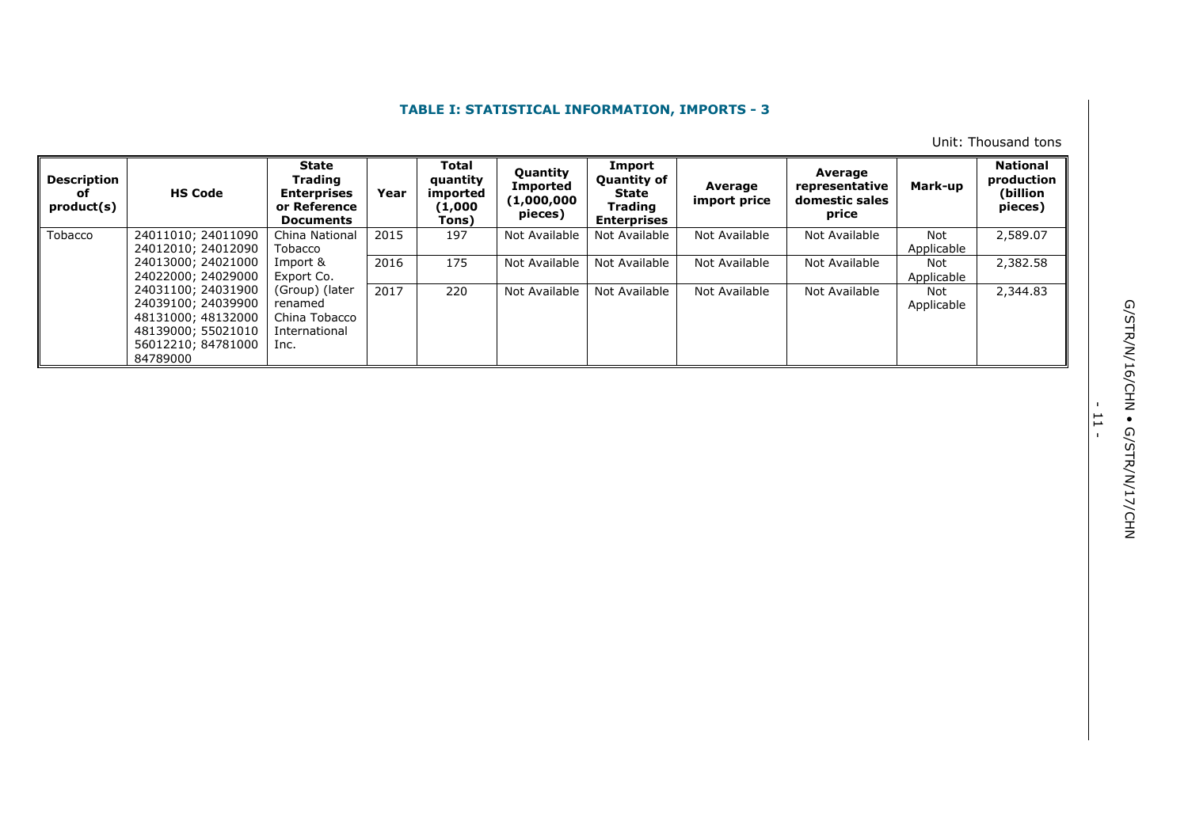**TABLE I: STATISTICAL INFORMATION, IMPORTS - 3**

Unit: Thousand tons

| Description of product(s) | HS Code | State Trading Enterprises or Reference Documents | Year | Total quantity imported (1,000 Tons) | Quantity Imported (1,000,000 pieces) | Import Quantity of State Trading Enterprises | Average import price | Average representative domestic sales price | Mark-up | National production (billion pieces) |
|---|---|---|---|---|---|---|---|---|---|---|
| Tobacco | 24011010; 24011090 24012010; 24012090 24013000; 24021000 24022000; 24029000 24031100; 24031900 24039100; 24039900 48131000; 48132000 48139000; 55021010 56012210; 84781000 84789000 | China National Tobacco Import & Export Co. (Group) (later renamed China Tobacco International Inc. | 2015 | 197 | Not Available | Not Available | Not Available | Not Available | Not Applicable | 2,589.07 |
| | | | 2016 | 175 | Not Available | Not Available | Not Available | Not Available | Not Applicable | 2,382.58 |
| | | | 2017 | 220 | Not Available | Not Available | Not Available | Not Available | Not Applicable | 2,344.83 |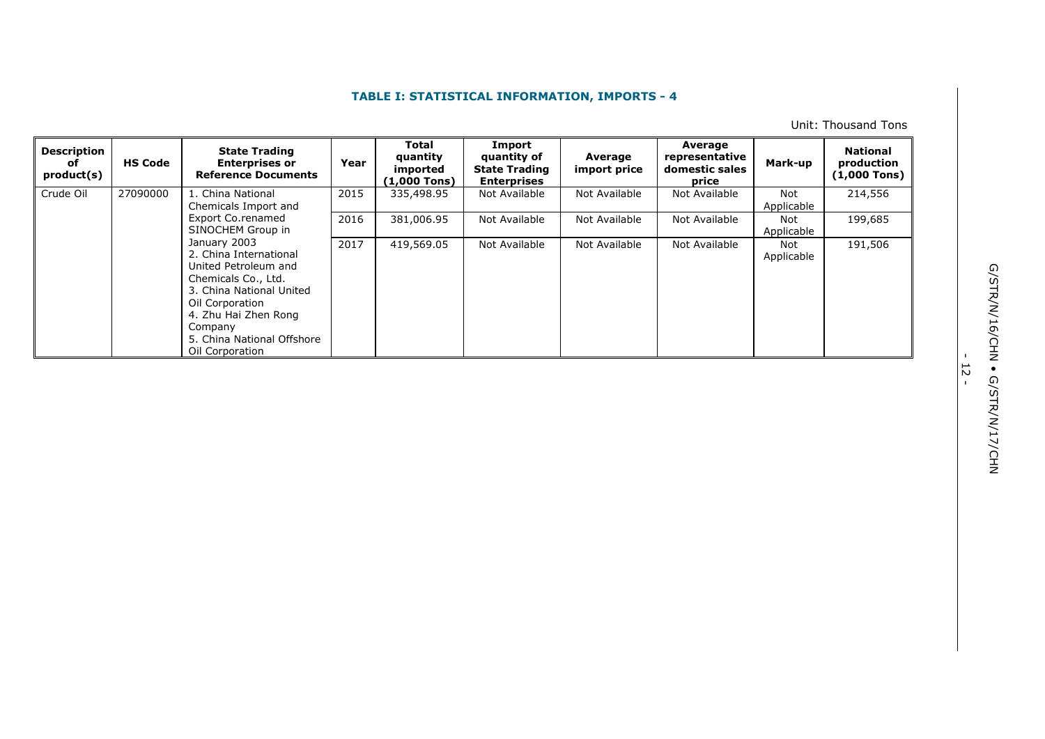**TABLE I: STATISTICAL INFORMATION, IMPORTS - 4**

Unit: Thousand Tons

| Description of product(s) | HS Code | State Trading Enterprises or Reference Documents | Year | Total quantity imported (1,000 Tons) | Import quantity of State Trading Enterprises | Average import price | Average representative domestic sales price | Mark-up | National production (1,000 Tons) |
|---|---|---|---|---|---|---|---|---|---|
| Crude Oil | 27090000 | 1. China National Chemicals Import and Export Co.renamed SINOCHEM Group in January 2003<br>2. China International United Petroleum and Chemicals Co., Ltd.<br>3. China National United Oil Corporation<br>4. Zhu Hai Zhen Rong Company<br>5. China National Offshore Oil Corporation | 2015 | 335,498.95 | Not Available | Not Available | Not Available | Not Applicable | 214,556 |
| | | | 2016 | 381,006.95 | Not Available | Not Available | Not Available | Not Applicable | 199,685 |
| | | | 2017 | 419,569.05 | Not Available | Not Available | Not Available | Not Applicable | 191,506 |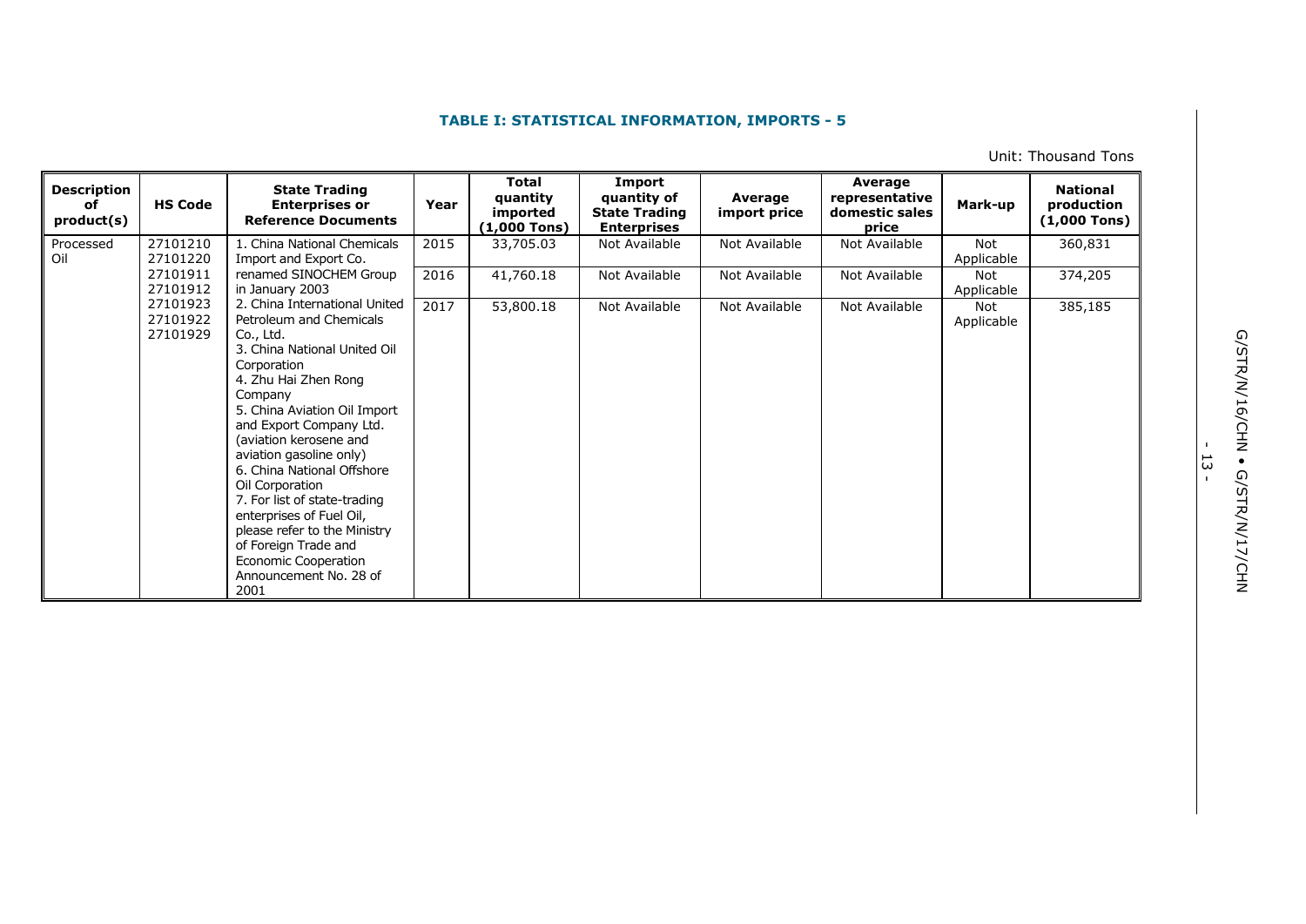**TABLE I: STATISTICAL INFORMATION, IMPORTS - 5**

Unit: Thousand Tons

| Description of product(s) | HS Code | State Trading Enterprises or Reference Documents | Year | Total quantity imported (1,000 Tons) | Import quantity of State Trading Enterprises | Average import price | Average representative domestic sales price | Mark-up | National production (1,000 Tons) |
|---|---|---|---|---|---|---|---|---|---|
| Processed Oil | 27101210<br>27101220<br>27101911<br>27101912<br>27101923<br>27101922<br>27101929 | 1. China National Chemicals Import and Export Co. renamed SINOCHEM Group in January 2003<br>2. China International United Petroleum and Chemicals Co., Ltd.<br>3. China National United Oil Corporation<br>4. Zhu Hai Zhen Rong Company<br>5. China Aviation Oil Import and Export Company Ltd. (aviation kerosene and aviation gasoline only)<br>6. China National Offshore Oil Corporation<br>7. For list of state-trading enterprises of Fuel Oil, please refer to the Ministry of Foreign Trade and Economic Cooperation Announcement No. 28 of 2001 | 2015 | 33,705.03 | Not Available | Not Available | Not Available | Not Applicable | 360,831 |
| | | | 2016 | 41,760.18 | Not Available | Not Available | Not Available | Not Applicable | 374,205 |
| | | | 2017 | 53,800.18 | Not Available | Not Available | Not Available | Not Applicable | 385,185 |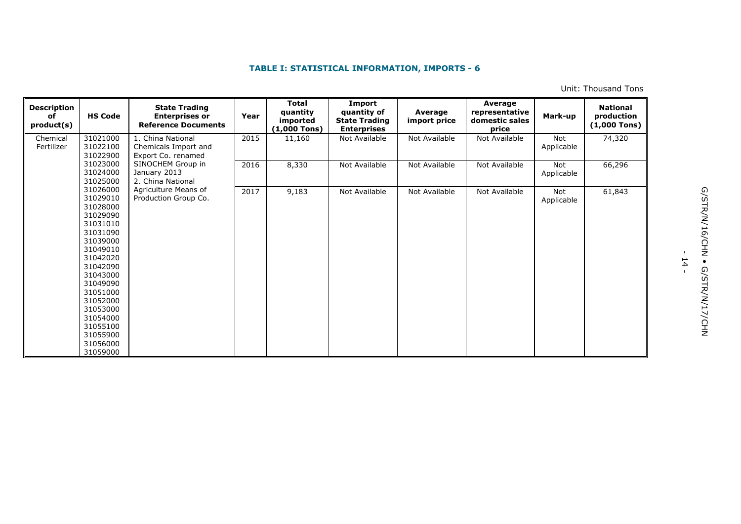**TABLE I: STATISTICAL INFORMATION, IMPORTS - 6**

Unit: Thousand Tons

| Description of product(s) | HS Code | State Trading Enterprises or Reference Documents | Year | Total quantity imported (1,000 Tons) | Import quantity of State Trading Enterprises | Average import price | Average representative domestic sales price | Mark-up | National production (1,000 Tons) |
|---|---|---|---|---|---|---|---|---|---|
| Chemical Fertilizer | 31021000 31022100 31022900 31023000 31024000 31025000 31026000 31029010 31028000 31029090 31031010 31031090 31039000 31049010 31042020 31042090 31043000 31049090 31051000 31052000 31053000 31054000 31055100 31055900 31056000 31059000 | 1. China National Chemicals Import and Export Co. renamed SINOCHEM Group in January 2013 2. China National Agriculture Means of Production Group Co. | 2015 | 11,160 | Not Available | Not Available | Not Available | Not Applicable | 74,320 |
| | | | 2016 | 8,330 | Not Available | Not Available | Not Available | Not Applicable | 66,296 |
| | | | 2017 | 9,183 | Not Available | Not Available | Not Available | Not Applicable | 61,843 |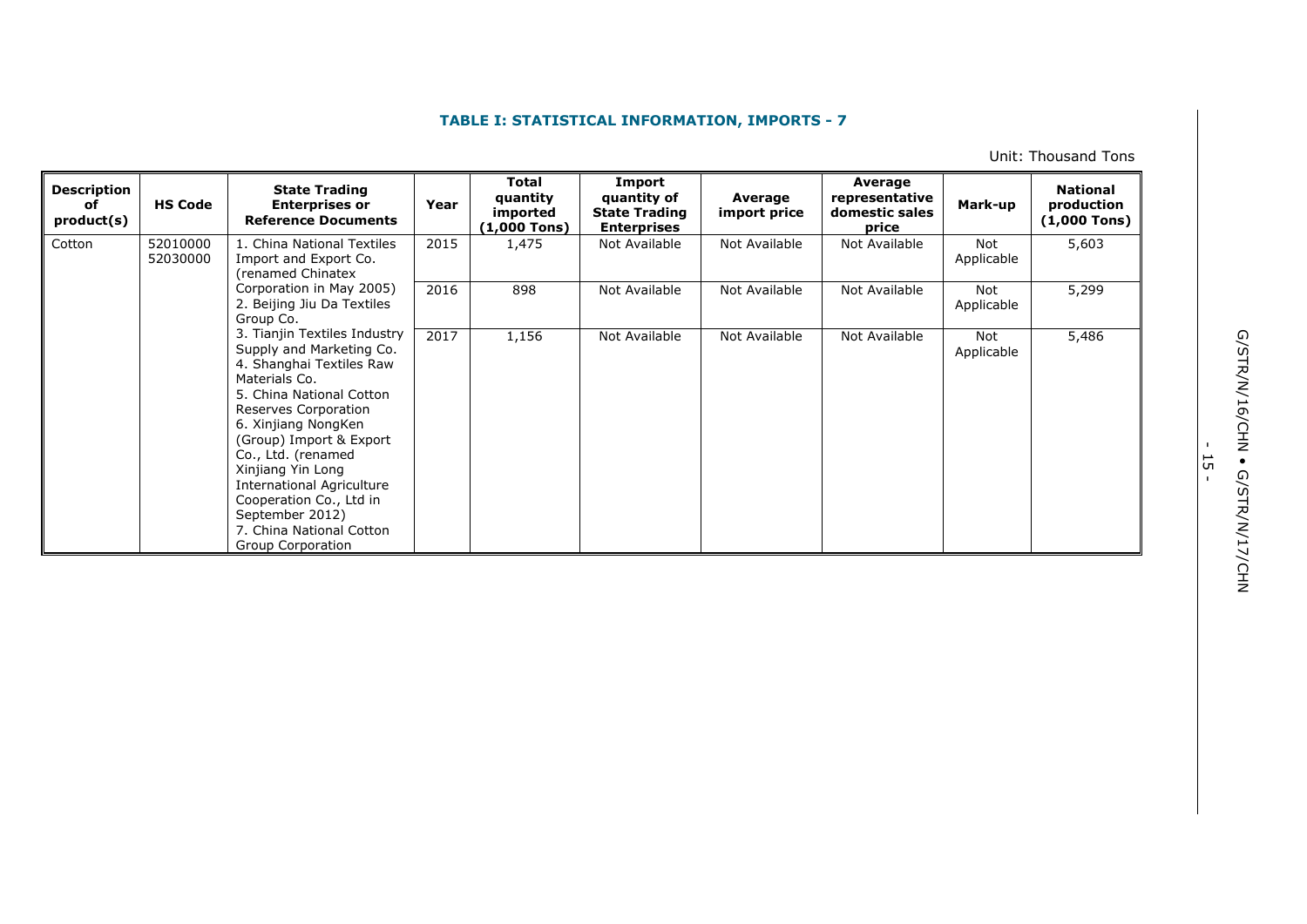**TABLE I: STATISTICAL INFORMATION, IMPORTS - 7**

Unit: Thousand Tons

| Description of product(s) | HS Code | State Trading Enterprises or Reference Documents | Year | Total quantity imported (1,000 Tons) | Import quantity of State Trading Enterprises | Average import price | Average representative domestic sales price | Mark-up | National production (1,000 Tons) |
|---|---|---|---|---|---|---|---|---|---|
| Cotton | 52010000 52030000 | 1. China National Textiles Import and Export Co. (renamed Chinatex Corporation in May 2005) 2. Beijing Jiu Da Textiles Group Co. 3. Tianjin Textiles Industry Supply and Marketing Co. 4. Shanghai Textiles Raw Materials Co. 5. China National Cotton Reserves Corporation 6. Xinjiang NongKen (Group) Import & Export Co., Ltd. (renamed Xinjiang Yin Long International Agriculture Cooperation Co., Ltd in September 2012) 7. China National Cotton Group Corporation | 2015 | 1,475 | Not Available | Not Available | Not Available | Not Applicable | 5,603 |
| | | | 2016 | 898 | Not Available | Not Available | Not Available | Not Applicable | 5,299 |
| | | | 2017 | 1,156 | Not Available | Not Available | Not Available | Not Applicable | 5,486 |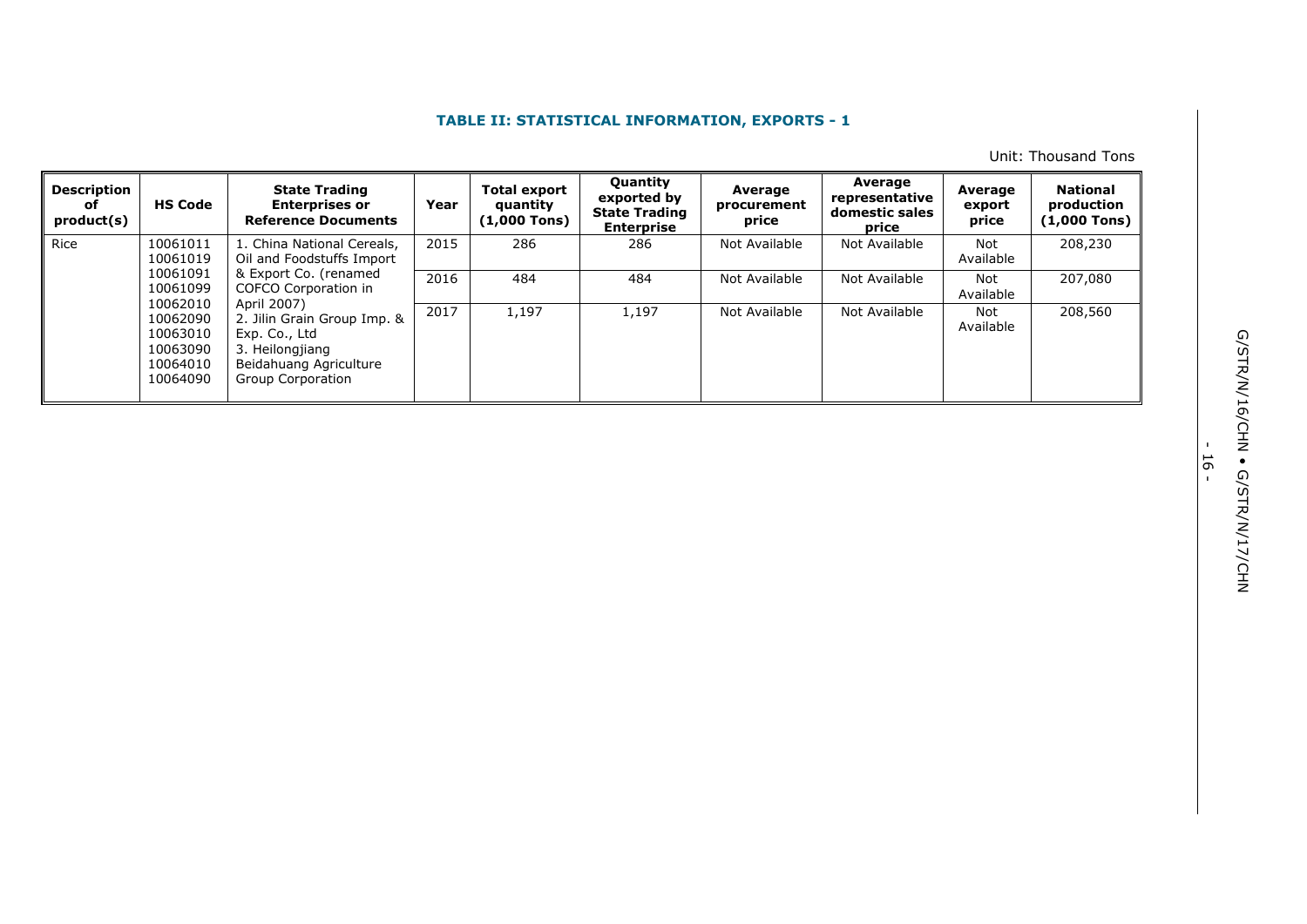### TABLE II: STATISTICAL INFORMATION, EXPORTS - 1

Unit: Thousand Tons

| Description of product(s) | HS Code | State Trading Enterprises or Reference Documents | Year | Total export quantity (1,000 Tons) | Quantity exported by State Trading Enterprise | Average procurement price | Average representative domestic sales price | Average export price | National production (1,000 Tons) |
|---|---|---|---|---|---|---|---|---|---|
| Rice | 10061011 10061019 10061091 10061099 10062010 10062090 10063010 10063090 10064010 10064090 | 1. China National Cereals, Oil and Foodstuffs Import & Export Co. (renamed COFCO Corporation in April 2007) 2. Jilin Grain Group Imp. & Exp. Co., Ltd 3. Heilongjiang Beidahuang Agriculture Group Corporation | 2015 | 286 | 286 | Not Available | Not Available | Not Available | 208,230 |
| | | | 2016 | 484 | 484 | Not Available | Not Available | Not Available | 207,080 |
| | | | 2017 | 1,197 | 1,197 | Not Available | Not Available | Not Available | 208,560 |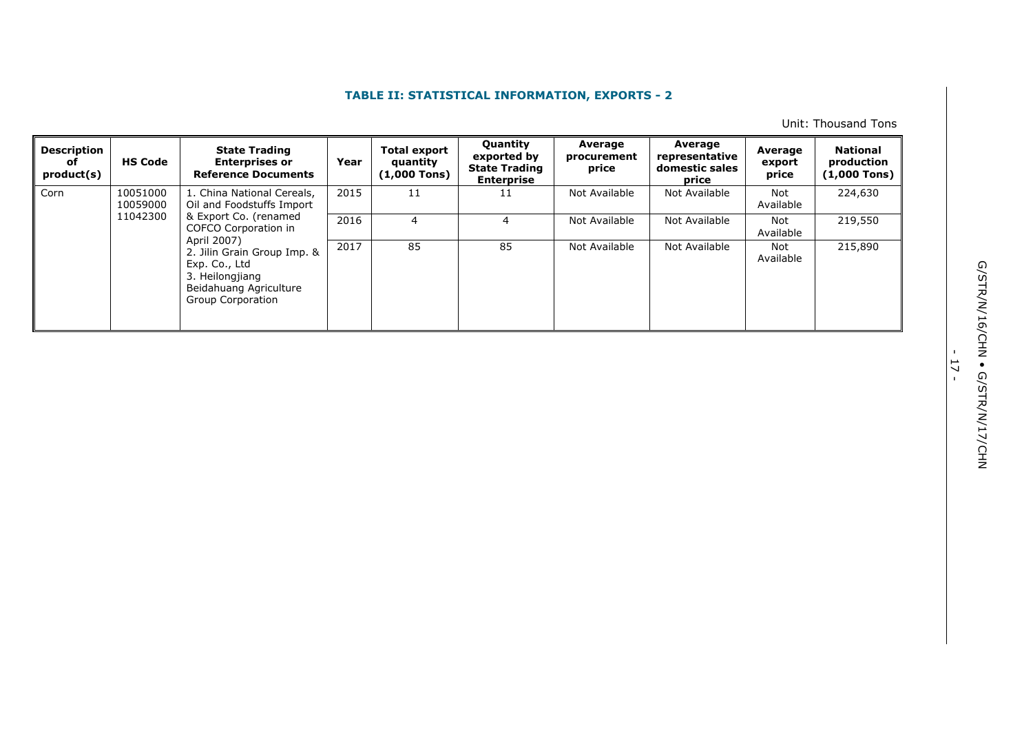**TABLE II: STATISTICAL INFORMATION, EXPORTS - 2**

Unit: Thousand Tons

| Description of product(s) | HS Code | State Trading Enterprises or Reference Documents | Year | Total export quantity (1,000 Tons) | Quantity exported by State Trading Enterprise | Average procurement price | Average representative domestic sales price | Average export price | National production (1,000 Tons) |
|---|---|---|---|---|---|---|---|---|---|
| Corn | 10051000 10059000 11042300 | 1. China National Cereals, Oil and Foodstuffs Import & Export Co. (renamed COFCO Corporation in April 2007) 2. Jilin Grain Group Imp. & Exp. Co., Ltd 3. Heilongjiang Beidahuang Agriculture Group Corporation | 2015 | 11 | 11 | Not Available | Not Available | Not Available | 224,630 |
| | | | 2016 | 4 | 4 | Not Available | Not Available | Not Available | 219,550 |
| | | | 2017 | 85 | 85 | Not Available | Not Available | Not Available | 215,890 |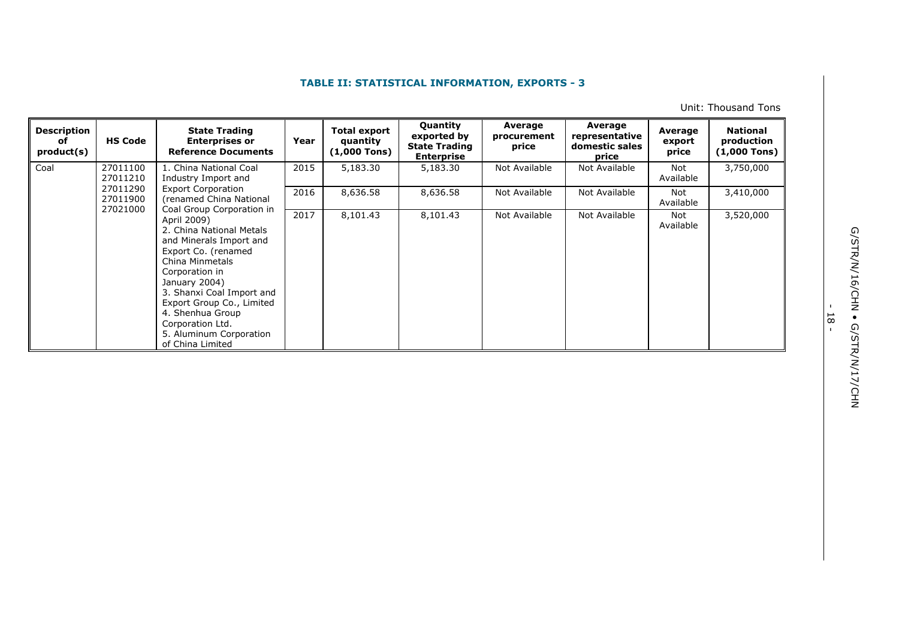**TABLE II: STATISTICAL INFORMATION, EXPORTS - 3**

Unit: Thousand Tons

| Description of product(s) | HS Code | State Trading Enterprises or Reference Documents | Year | Total export quantity (1,000 Tons) | Quantity exported by State Trading Enterprise | Average procurement price | Average representative domestic sales price | Average export price | National production (1,000 Tons) |
|---|---|---|---|---|---|---|---|---|---|
| Coal | 27011100 27011210 27011290 27011900 27021000 | 1. China National Coal Industry Import and Export Corporation (renamed China National Coal Group Corporation in April 2009) 2. China National Metals and Minerals Import and Export Co. (renamed China Minmetals Corporation in January 2004) 3. Shanxi Coal Import and Export Group Co., Limited 4. Shenhua Group Corporation Ltd. 5. Aluminum Corporation of China Limited | 2015 | 5,183.30 | 5,183.30 | Not Available | Not Available | Not Available | 3,750,000 |
| | | | 2016 | 8,636.58 | 8,636.58 | Not Available | Not Available | Not Available | 3,410,000 |
| | | | 2017 | 8,101.43 | 8,101.43 | Not Available | Not Available | Not Available | 3,520,000 |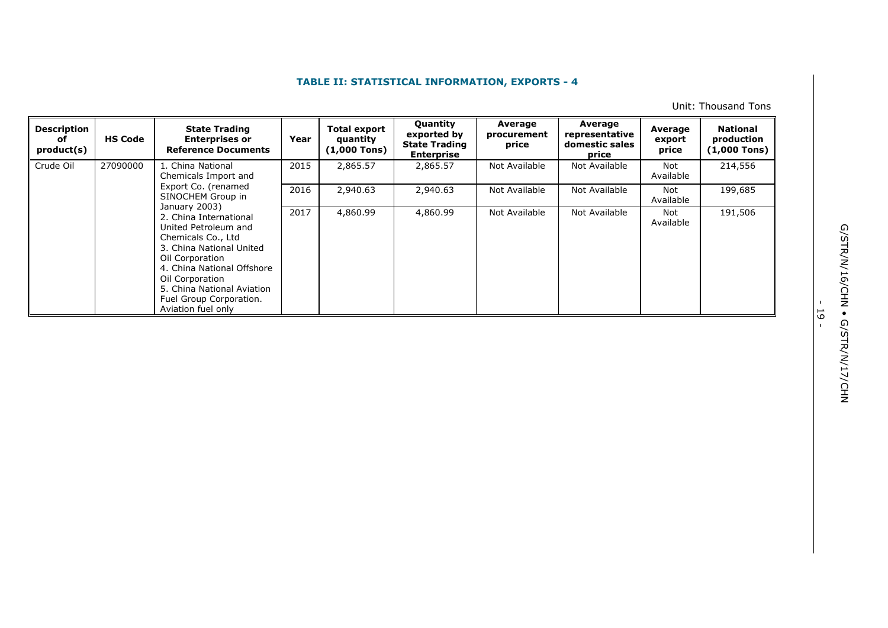### TABLE II: STATISTICAL INFORMATION, EXPORTS - 4

Unit: Thousand Tons

| Description of product(s) | HS Code | State Trading Enterprises or Reference Documents | Year | Total export quantity (1,000 Tons) | Quantity exported by State Trading Enterprise | Average procurement price | Average representative domestic sales price | Average export price | National production (1,000 Tons) |
|---|---|---|---|---|---|---|---|---|---|
| Crude Oil | 27090000 | 1. China National Chemicals Import and Export Co. (renamed SINOCHEM Group in January 2003)<br>2. China International United Petroleum and Chemicals Co., Ltd<br>3. China National United Oil Corporation<br>4. China National Offshore Oil Corporation<br>5. China National Aviation Fuel Group Corporation. Aviation fuel only | 2015 | 2,865.57 | 2,865.57 | Not Available | Not Available | Not Available | 214,556 |
| | | | 2016 | 2,940.63 | 2,940.63 | Not Available | Not Available | Not Available | 199,685 |
| | | | 2017 | 4,860.99 | 4,860.99 | Not Available | Not Available | Not Available | 191,506 |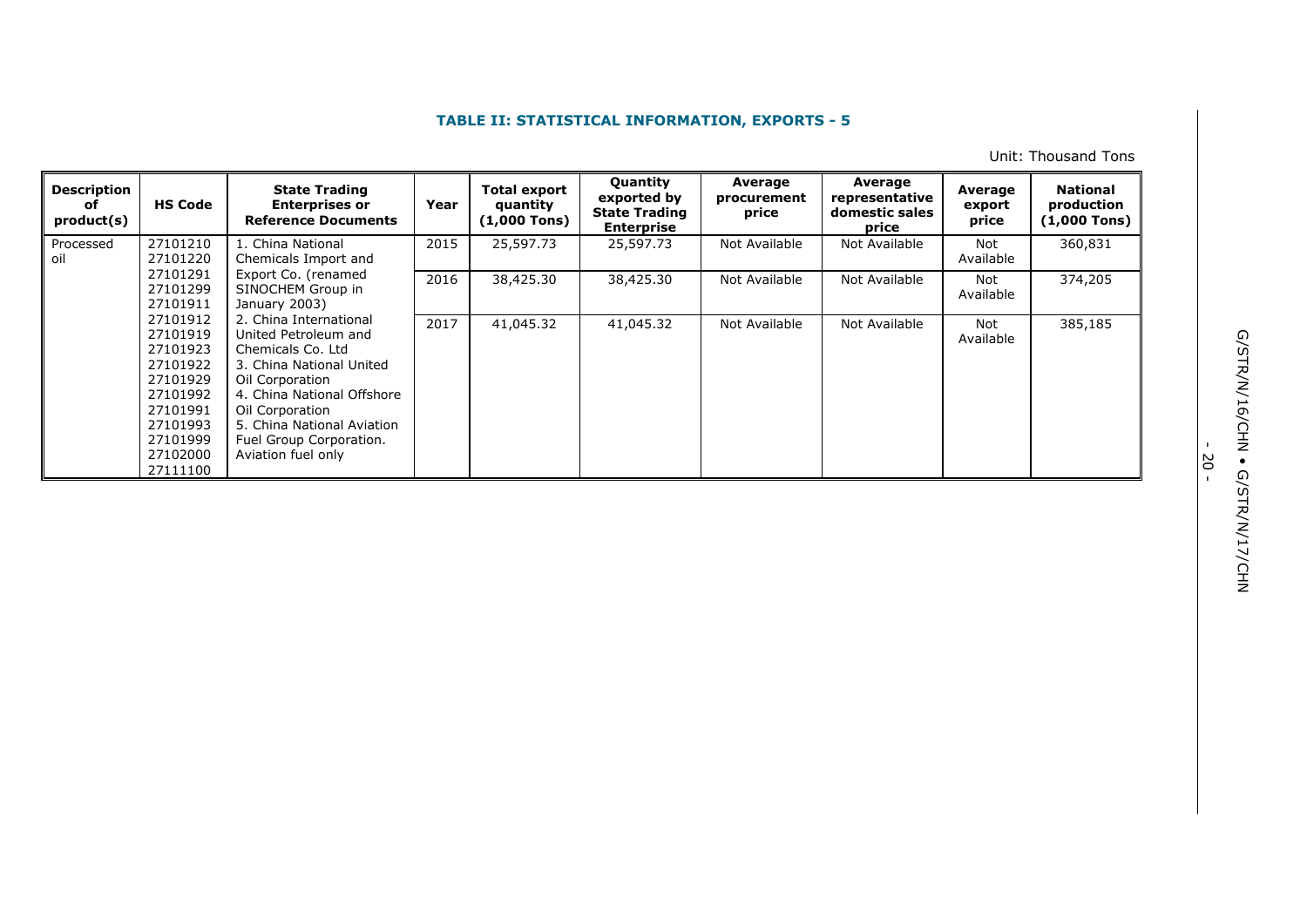**TABLE II: STATISTICAL INFORMATION, EXPORTS - 5**

Unit: Thousand Tons

| Description of product(s) | HS Code | State Trading Enterprises or Reference Documents | Year | Total export quantity (1,000 Tons) | Quantity exported by State Trading Enterprise | Average procurement price | Average representative domestic sales price | Average export price | National production (1,000 Tons) |
|---|---|---|---|---|---|---|---|---|---|
| Processed oil | 27101210 27101220 27101291 27101299 27101911 27101912 27101919 27101923 27101922 27101929 27101992 27101991 27101993 27101999 27102000 27111100 | 1. China National Chemicals Import and Export Co. (renamed SINOCHEM Group in January 2003) 2. China International United Petroleum and Chemicals Co. Ltd 3. China National United Oil Corporation 4. China National Offshore Oil Corporation 5. China National Aviation Fuel Group Corporation. Aviation fuel only | 2015 | 25,597.73 | 25,597.73 | Not Available | Not Available | Not Available | 360,831 |
| | | | 2016 | 38,425.30 | 38,425.30 | Not Available | Not Available | Not Available | 374,205 |
| | | | 2017 | 41,045.32 | 41,045.32 | Not Available | Not Available | Not Available | 385,185 |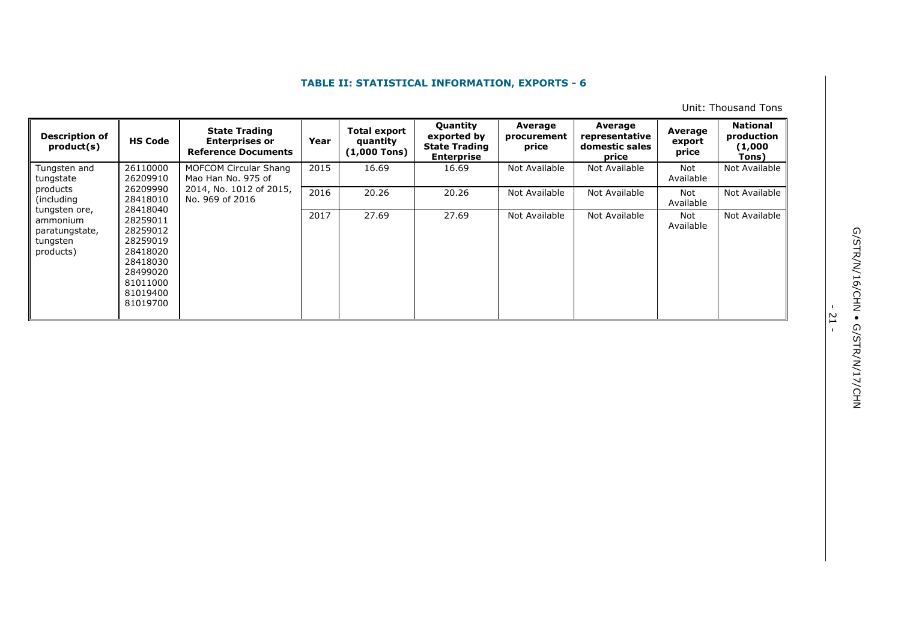### TABLE II: STATISTICAL INFORMATION, EXPORTS - 6

Unit: Thousand Tons

| Description of product(s) | HS Code | State Trading Enterprises or Reference Documents | Year | Total export quantity (1,000 Tons) | Quantity exported by State Trading Enterprise | Average procurement price | Average representative domestic sales price | Average export price | National production (1,000 Tons) |
|---|---|---|---|---|---|---|---|---|---|
| Tungsten and tungstate products (including tungsten ore, ammonium paratungstate, tungsten products) | 26110000 26209910 26209990 28418010 28418040 28259011 28259012 28259019 28418020 28418030 28499020 81011000 81019400 81019700 | MOFCOM Circular Shang Mao Han No. 975 of 2014, No. 1012 of 2015, No. 969 of 2016 | 2015 | 16.69 | 16.69 | Not Available | Not Available | Not Available | Not Available |
| | | | 2016 | 20.26 | 20.26 | Not Available | Not Available | Not Available | Not Available |
| | | | 2017 | 27.69 | 27.69 | Not Available | Not Available | Not Available | Not Available |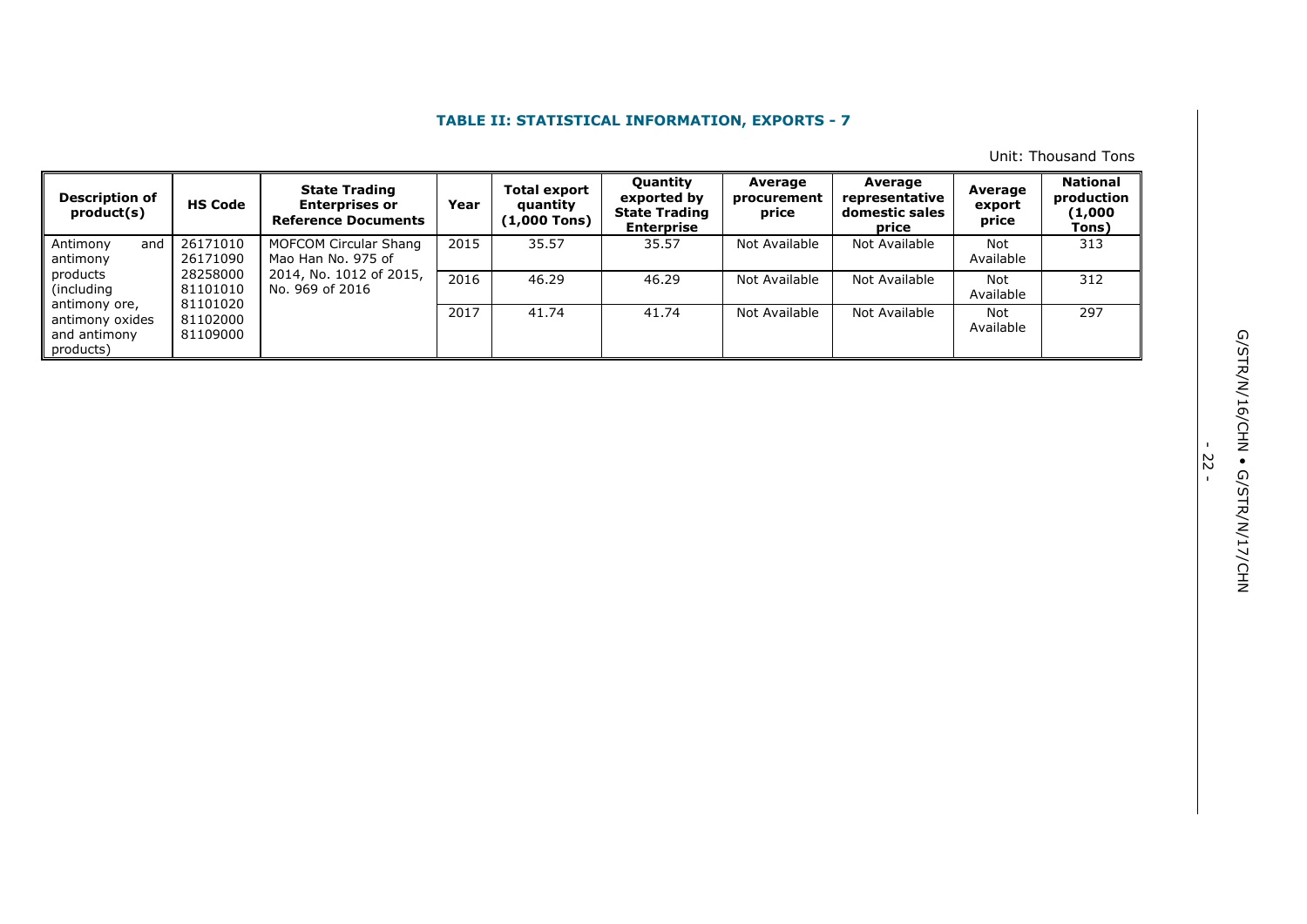### TABLE II: STATISTICAL INFORMATION, EXPORTS - 7

Unit: Thousand Tons

| Description of product(s) | HS Code | State Trading Enterprises or Reference Documents | Year | Total export quantity (1,000 Tons) | Quantity exported by State Trading Enterprise | Average procurement price | Average representative domestic sales price | Average export price | National production (1,000 Tons) |
|---|---|---|---|---|---|---|---|---|---|
| Antimony and antimony products (including antimony ore, antimony oxides and antimony products) | 26171010 26171090 28258000 81101010 81101020 81102000 81109000 | MOFCOM Circular Shang Mao Han No. 975 of 2014, No. 1012 of 2015, No. 969 of 2016 | 2015 | 35.57 | 35.57 | Not Available | Not Available | Not Available | 313 |
| | | | 2016 | 46.29 | 46.29 | Not Available | Not Available | Not Available | 312 |
| | | | 2017 | 41.74 | 41.74 | Not Available | Not Available | Not Available | 297 |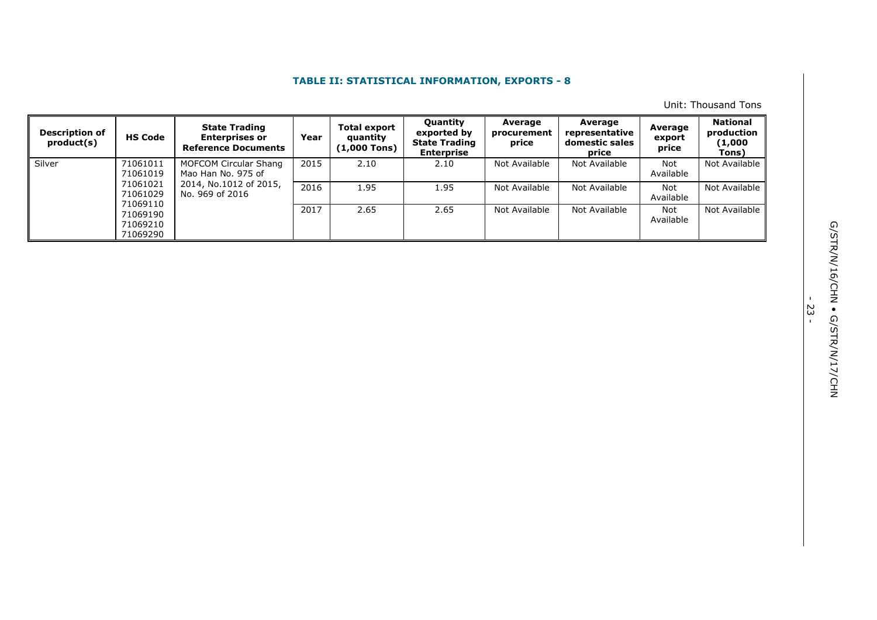**TABLE II: STATISTICAL INFORMATION, EXPORTS - 8**

Unit: Thousand Tons

| Description of product(s) | HS Code | State Trading Enterprises or Reference Documents | Year | Total export quantity (1,000 Tons) | Quantity exported by State Trading Enterprise | Average procurement price | Average representative domestic sales price | Average export price | National production (1,000 Tons) |
|---|---|---|---|---|---|---|---|---|---|
| Silver | 71061011 71061019 71061021 71061029 71069110 71069190 71069210 71069290 | MOFCOM Circular Shang Mao Han No. 975 of 2014, No.1012 of 2015, No. 969 of 2016 | 2015 | 2.10 | 2.10 | Not Available | Not Available | Not Available | Not Available |
| | | | 2016 | 1.95 | 1.95 | Not Available | Not Available | Not Available | Not Available |
| | | | 2017 | 2.65 | 2.65 | Not Available | Not Available | Not Available | Not Available |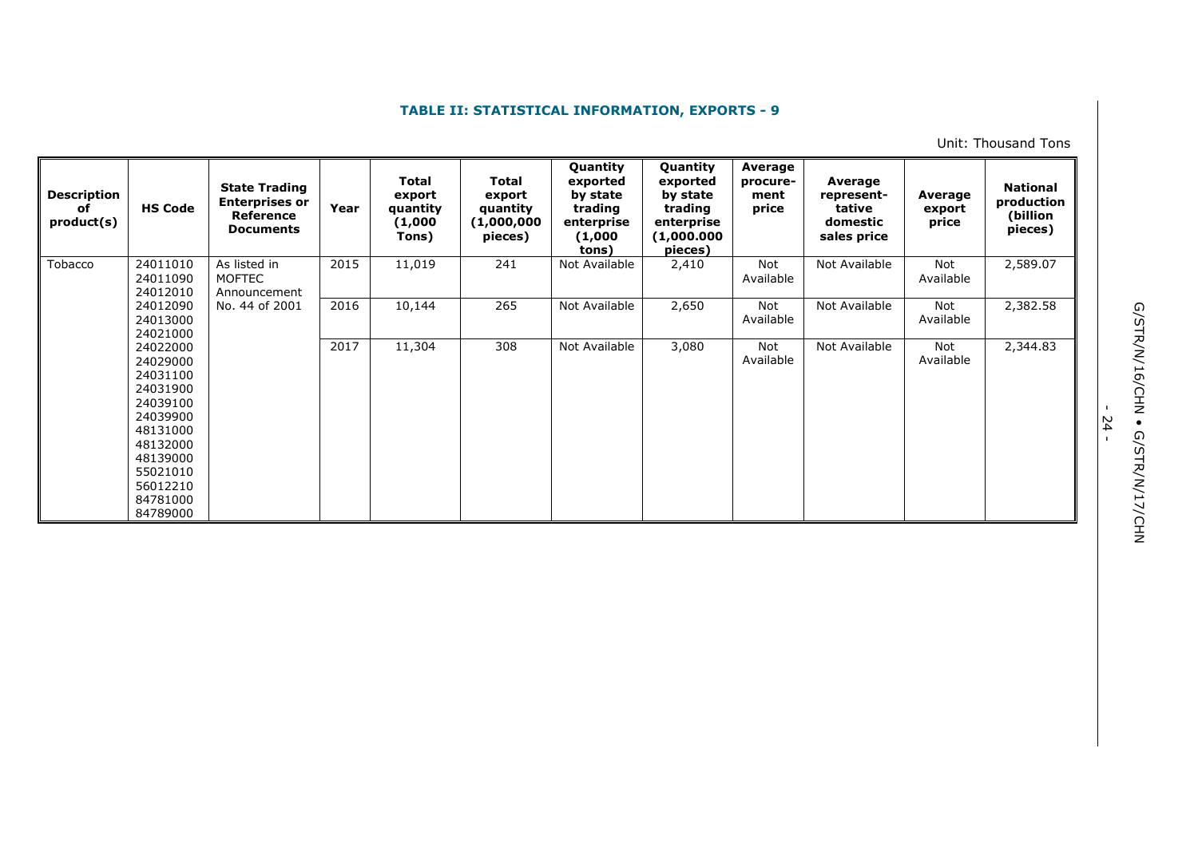**TABLE II: STATISTICAL INFORMATION, EXPORTS - 9**

Unit: Thousand Tons

| Description of product(s) | HS Code | State Trading Enterprises or Reference Documents | Year | Total export quantity (1,000 Tons) | Total export quantity (1,000,000 pieces) | Quantity exported by state trading enterprise (1,000 tons) | Quantity exported by state trading enterprise (1,000.000 pieces) | Average procure-ment price | Average represent-tative domestic sales price | Average export price | National production (billion pieces) |
|---|---|---|---|---|---|---|---|---|---|---|---|
| Tobacco | 24011010 24011090 24012010 24012090 24013000 24021000 24022000 24029000 24031100 24031900 24039100 24039900 48131000 48132000 48139000 55021010 56012210 84781000 84789000 | As listed in MOFTEC Announcement No. 44 of 2001 | 2015 | 11,019 | 241 | Not Available | 2,410 | Not Available | Not Available | Not Available | 2,589.07 |
| | | | 2016 | 10,144 | 265 | Not Available | 2,650 | Not Available | Not Available | Not Available | 2,382.58 |
| | | | 2017 | 11,304 | 308 | Not Available | 3,080 | Not Available | Not Available | Not Available | 2,344.83 |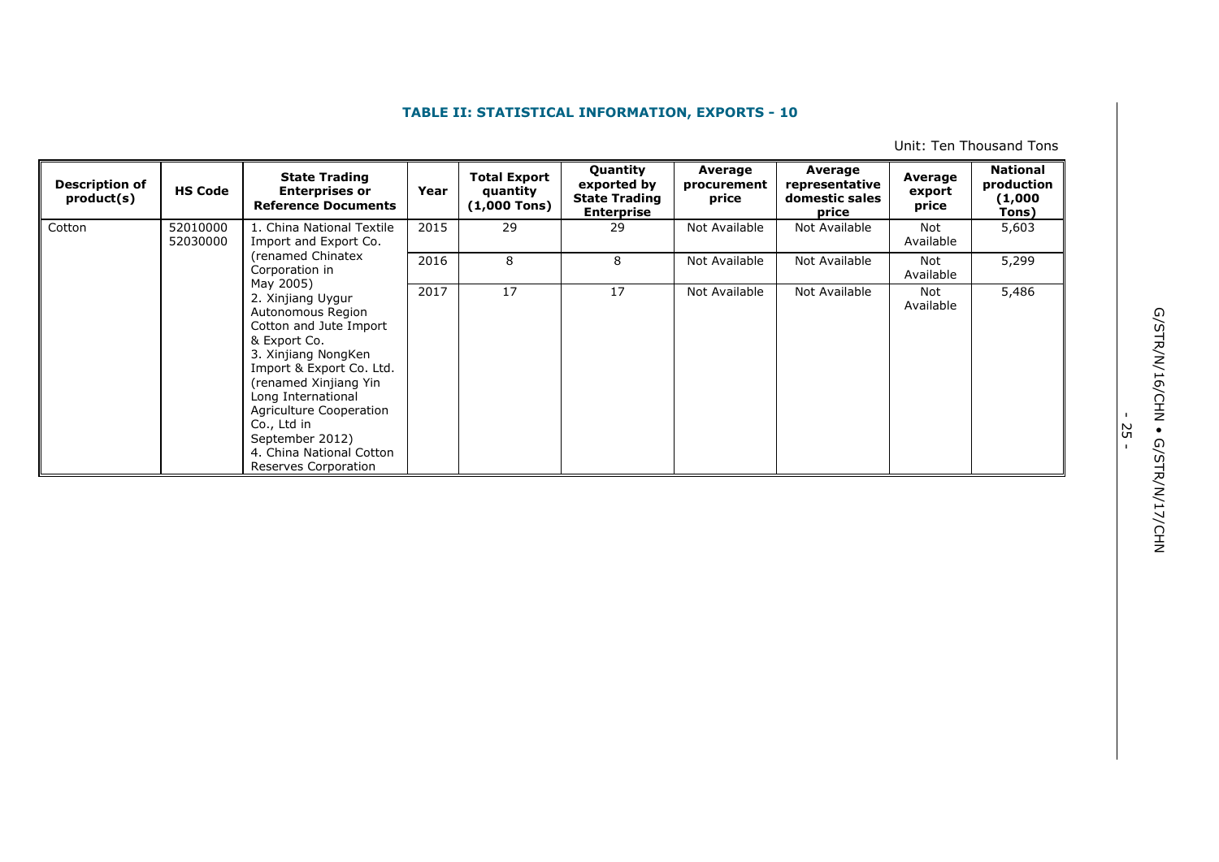**TABLE II: STATISTICAL INFORMATION, EXPORTS - 10**

Unit: Ten Thousand Tons

| Description of product(s) | HS Code | State Trading Enterprises or Reference Documents | Year | Total Export quantity (1,000 Tons) | Quantity exported by State Trading Enterprise | Average procurement price | Average representative domestic sales price | Average export price | National production (1,000 Tons) |
|---|---|---|---|---|---|---|---|---|---|
| Cotton | 52010000 52030000 | 1. China National Textile Import and Export Co. (renamed Chinatex Corporation in May 2005) 2. Xinjiang Uygur Autonomous Region Cotton and Jute Import & Export Co. 3. Xinjiang NongKen Import & Export Co. Ltd. (renamed Xinjiang Yin Long International Agriculture Cooperation Co., Ltd in September 2012) 4. China National Cotton Reserves Corporation | 2015 | 29 | 29 | Not Available | Not Available | Not Available | 5,603 |
| | | | 2016 | 8 | 8 | Not Available | Not Available | Not Available | 5,299 |
| | | | 2017 | 17 | 17 | Not Available | Not Available | Not Available | 5,486 |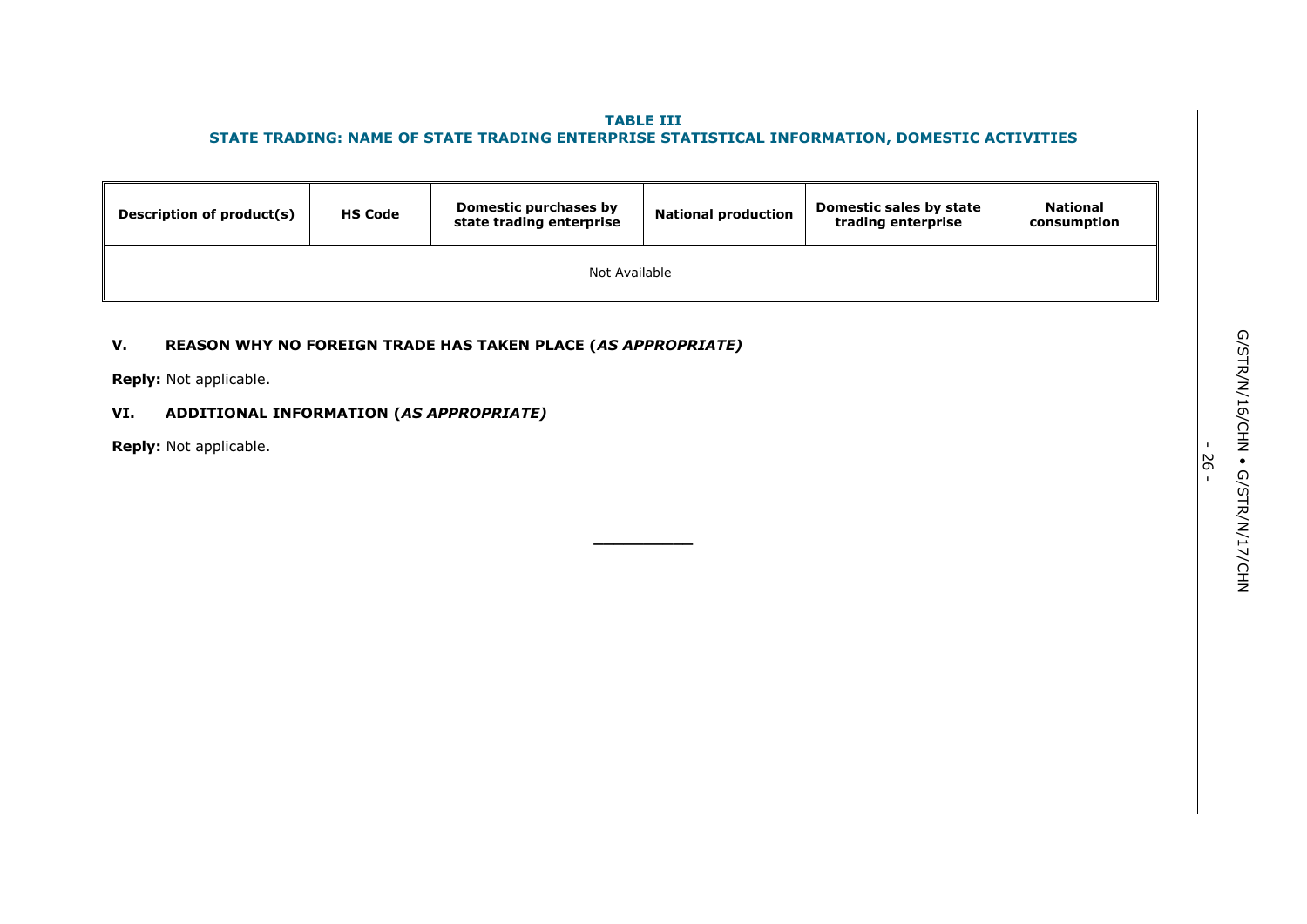**TABLE III**
**STATE TRADING: NAME OF STATE TRADING ENTERPRISE STATISTICAL INFORMATION, DOMESTIC ACTIVITIES**

| Description of product(s) | HS Code | Domestic purchases by state trading enterprise | National production | Domestic sales by state trading enterprise | National consumption |
|---|---|---|---|---|---|
| Not Available | | | | | |

## V. REASON WHY NO FOREIGN TRADE HAS TAKEN PLACE (*AS APPROPRIATE*)

**Reply:** Not applicable.

## VI. ADDITIONAL INFORMATION (*AS APPROPRIATE)*

**Reply:** Not applicable.

__________